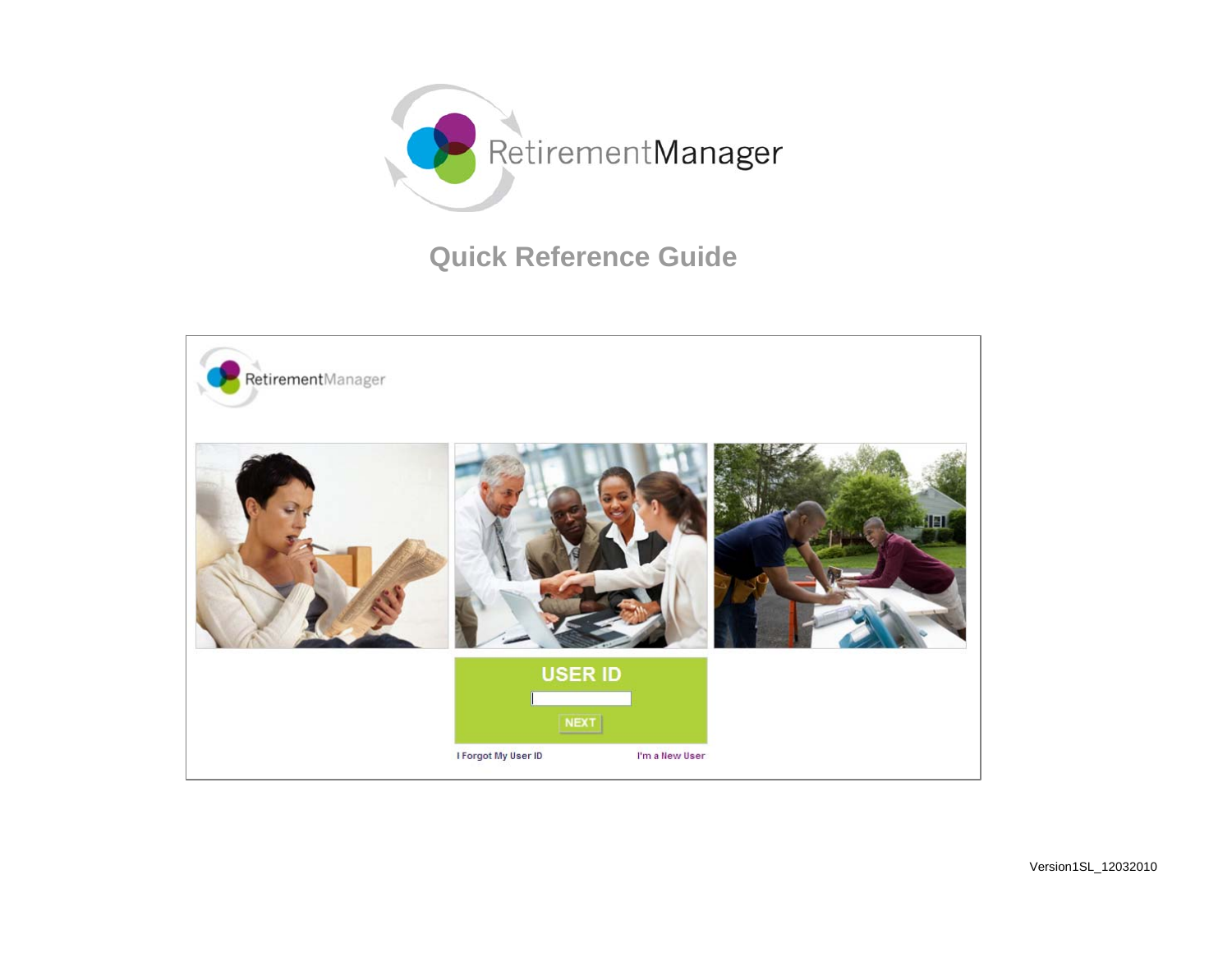# RetirementManager

## Quick Reference Guide

RetirementManager

USER ID

NEXT

I Forgot My User ID

I'm a New User

Version1SL_12032010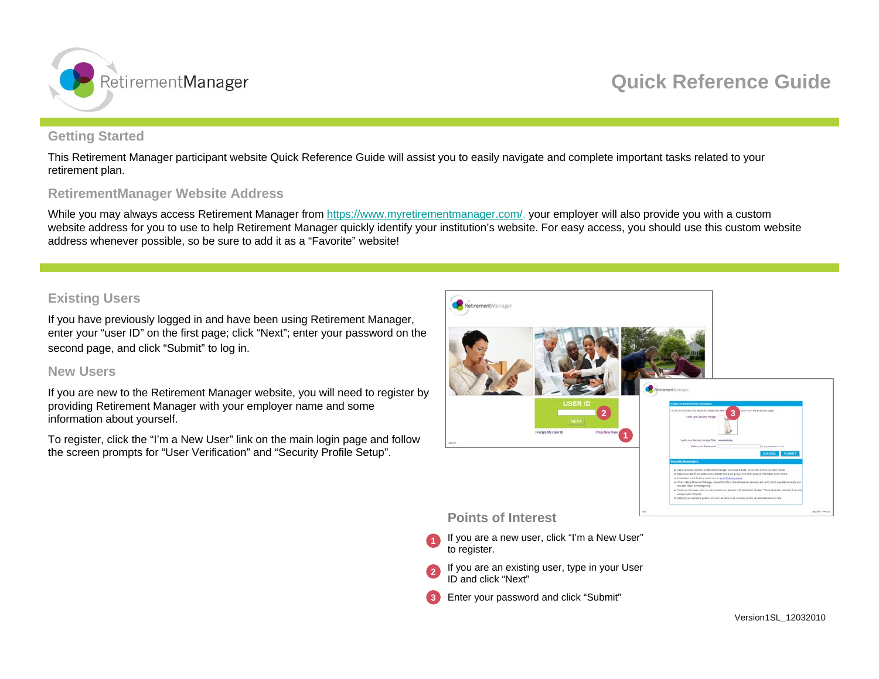# Quick Reference Guide

## Getting Started

This Retirement Manager participant website Quick Reference Guide will assist you to easily navigate and complete important tasks related to your retirement plan.

## RetirementManager Website Address

While you may always access Retirement Manager from https://www.myretirementmanager.com/, your employer will also provide you with a custom website address for you to use to help Retirement Manager quickly identify your institution's website. For easy access, you should use this custom website address whenever possible, so be sure to add it as a "Favorite" website!

## Existing Users

If you have previously logged in and have been using Retirement Manager, enter your "user ID" on the first page; click "Next"; enter your password on the second page, and click "Submit" to log in.

## New Users

If you are new to the Retirement Manager website, you will need to register by providing Retirement Manager with your employer name and some information about yourself.

To register, click the "I'm a New User" link on the main login page and follow the screen prompts for "User Verification" and "Security Profile Setup".

## Points of Interest

1. If you are a new user, click "I'm a New User" to register.
2. If you are an existing user, type in your User ID and click "Next"
3. Enter your password and click "Submit"

Version1SL_12032010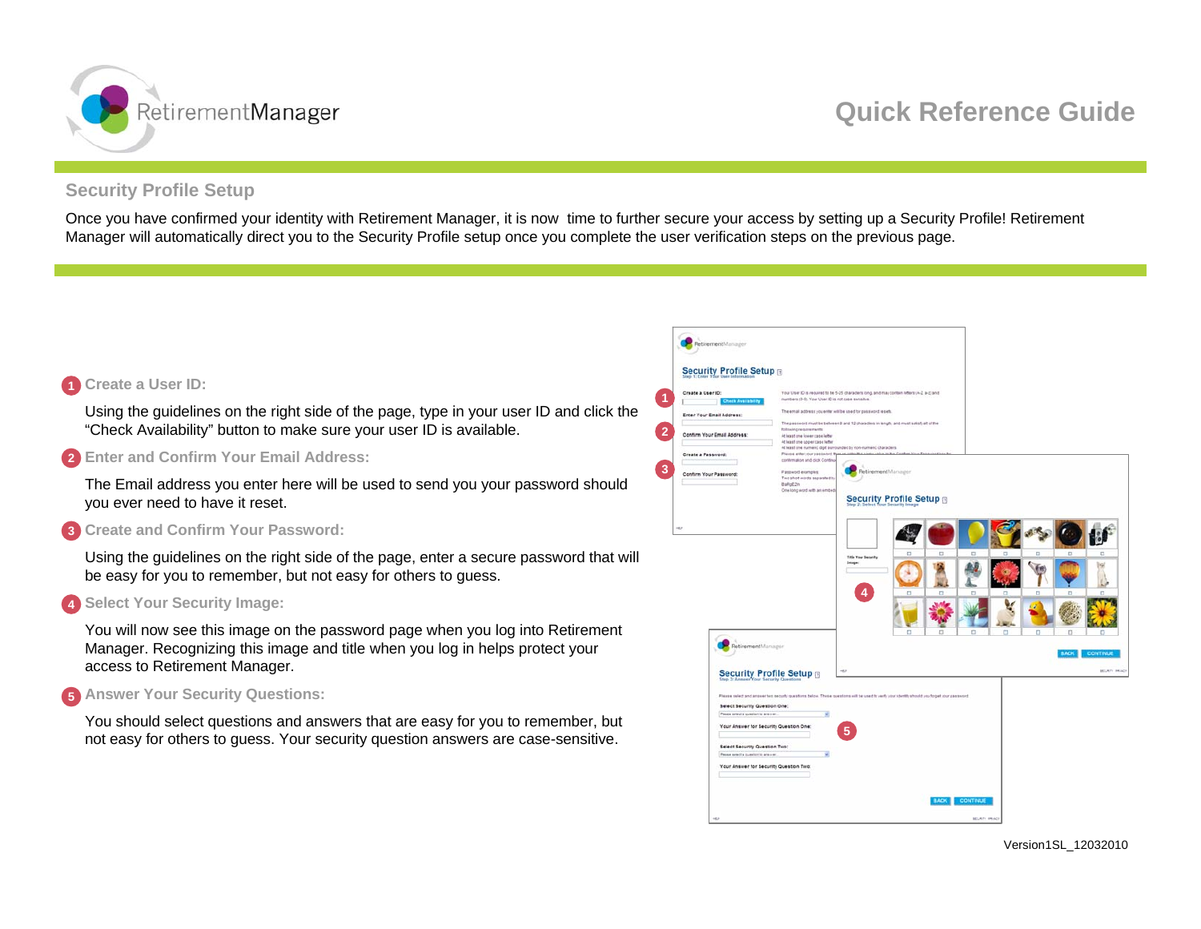# Quick Reference Guide

## Security Profile Setup

Once you have confirmed your identity with Retirement Manager, it is now time to further secure your access by setting up a Security Profile! Retirement Manager will automatically direct you to the Security Profile setup once you complete the user verification steps on the previous page.

### 1 Create a User ID:

Using the guidelines on the right side of the page, type in your user ID and click the "Check Availability" button to make sure your user ID is available.

### 2 Enter and Confirm Your Email Address:

The Email address you enter here will be used to send you your password should you ever need to have it reset.

### 3 Create and Confirm Your Password:

Using the guidelines on the right side of the page, enter a secure password that will be easy for you to remember, but not easy for others to guess.

### 4 Select Your Security Image:

You will now see this image on the password page when you log into Retirement Manager. Recognizing this image and title when you log in helps protect your access to Retirement Manager.

### 5 Answer Your Security Questions:

You should select questions and answers that are easy for you to remember, but not easy for others to guess. Your security question answers are case-sensitive.

Version1SL_12032010